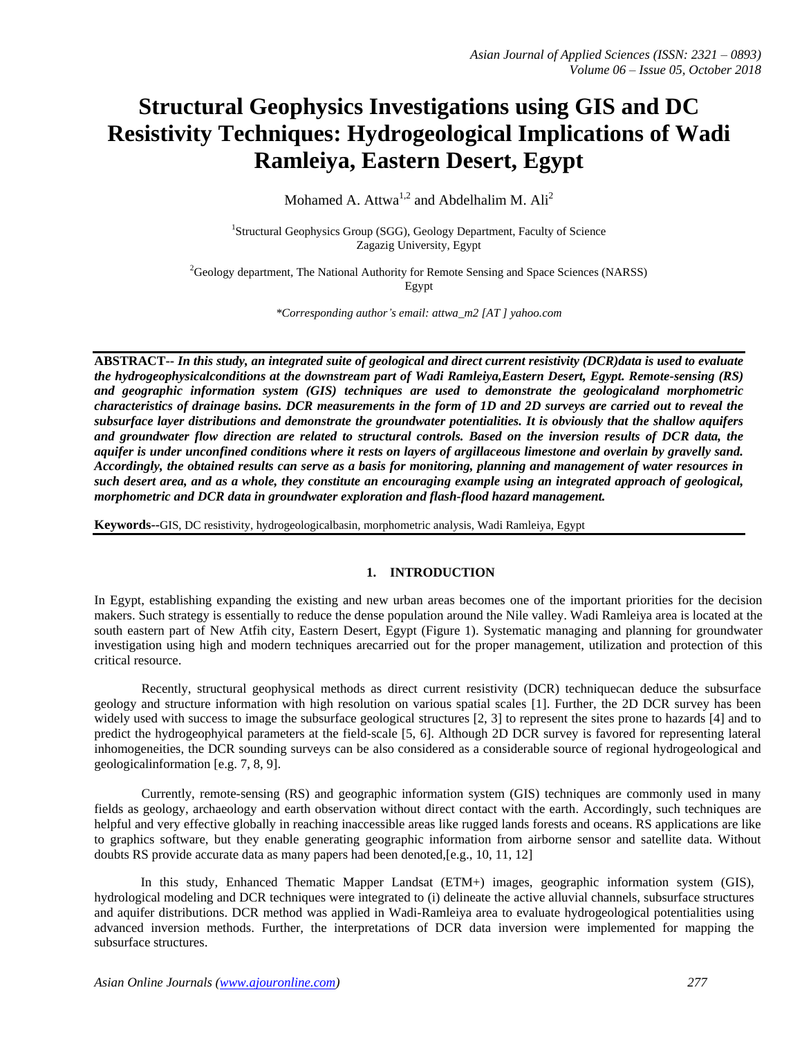# Structural Geophysics Investigations using GIS and DC Resistivity Techniques: Hydrogeological Implications of Wadi Ramleiya, Eastern Desert, Egypt

Mohamed A. Attwa[1,2] and Abdelhalim M. Ali[2]

[1]Structural Geophysics Group (SGG), Geology Department, Faculty of Science
Zagazig University, Egypt

[2]Geology department, The National Authority for Remote Sensing and Space Sciences (NARSS)
Egypt

*\*Corresponding author's email: attwa_m2 [AT ] yahoo.com*

---

**ABSTRACT--** ***In this study, an integrated suite of geological and direct current resistivity (DCR)data is used to evaluate the hydrogeophysicalconditions at the downstream part of Wadi Ramleiya,Eastern Desert, Egypt. Remote-sensing (RS) and geographic information system (GIS) techniques are used to demonstrate the geologicaland morphometric characteristics of drainage basins. DCR measurements in the form of 1D and 2D surveys are carried out to reveal the subsurface layer distributions and demonstrate the groundwater potentialities. It is obviously that the shallow aquifers and groundwater flow direction are related to structural controls. Based on the inversion results of DCR data, the aquifer is under unconfined conditions where it rests on layers of argillaceous limestone and overlain by gravelly sand. Accordingly, the obtained results can serve as a basis for monitoring, planning and management of water resources in such desert area, and as a whole, they constitute an encouraging example using an integrated approach of geological, morphometric and DCR data in groundwater exploration and flash-flood hazard management.***

**Keywords--**GIS, DC resistivity, hydrogeologicalbasin, morphometric analysis, Wadi Ramleiya, Egypt

---

## 1. INTRODUCTION

In Egypt, establishing expanding the existing and new urban areas becomes one of the important priorities for the decision makers. Such strategy is essentially to reduce the dense population around the Nile valley. Wadi Ramleiya area is located at the south eastern part of New Atfih city, Eastern Desert, Egypt (Figure 1). Systematic managing and planning for groundwater investigation using high and modern techniques arecarried out for the proper management, utilization and protection of this critical resource.

Recently, structural geophysical methods as direct current resistivity (DCR) techniquecan deduce the subsurface geology and structure information with high resolution on various spatial scales [1]. Further, the 2D DCR survey has been widely used with success to image the subsurface geological structures [2, 3] to represent the sites prone to hazards [4] and to predict the hydrogeophyical parameters at the field-scale [5, 6]. Although 2D DCR survey is favored for representing lateral inhomogeneities, the DCR sounding surveys can be also considered as a considerable source of regional hydrogeological and geologicalinformation [e.g. 7, 8, 9].

Currently, remote-sensing (RS) and geographic information system (GIS) techniques are commonly used in many fields as geology, archaeology and earth observation without direct contact with the earth. Accordingly, such techniques are helpful and very effective globally in reaching inaccessible areas like rugged lands forests and oceans. RS applications are like to graphics software, but they enable generating geographic information from airborne sensor and satellite data. Without doubts RS provide accurate data as many papers had been denoted,[e.g., 10, 11, 12]

In this study, Enhanced Thematic Mapper Landsat (ETM+) images, geographic information system (GIS), hydrological modeling and DCR techniques were integrated to (i) delineate the active alluvial channels, subsurface structures and aquifer distributions. DCR method was applied in Wadi-Ramleiya area to evaluate hydrogeological potentialities using advanced inversion methods. Further, the interpretations of DCR data inversion were implemented for mapping the subsurface structures.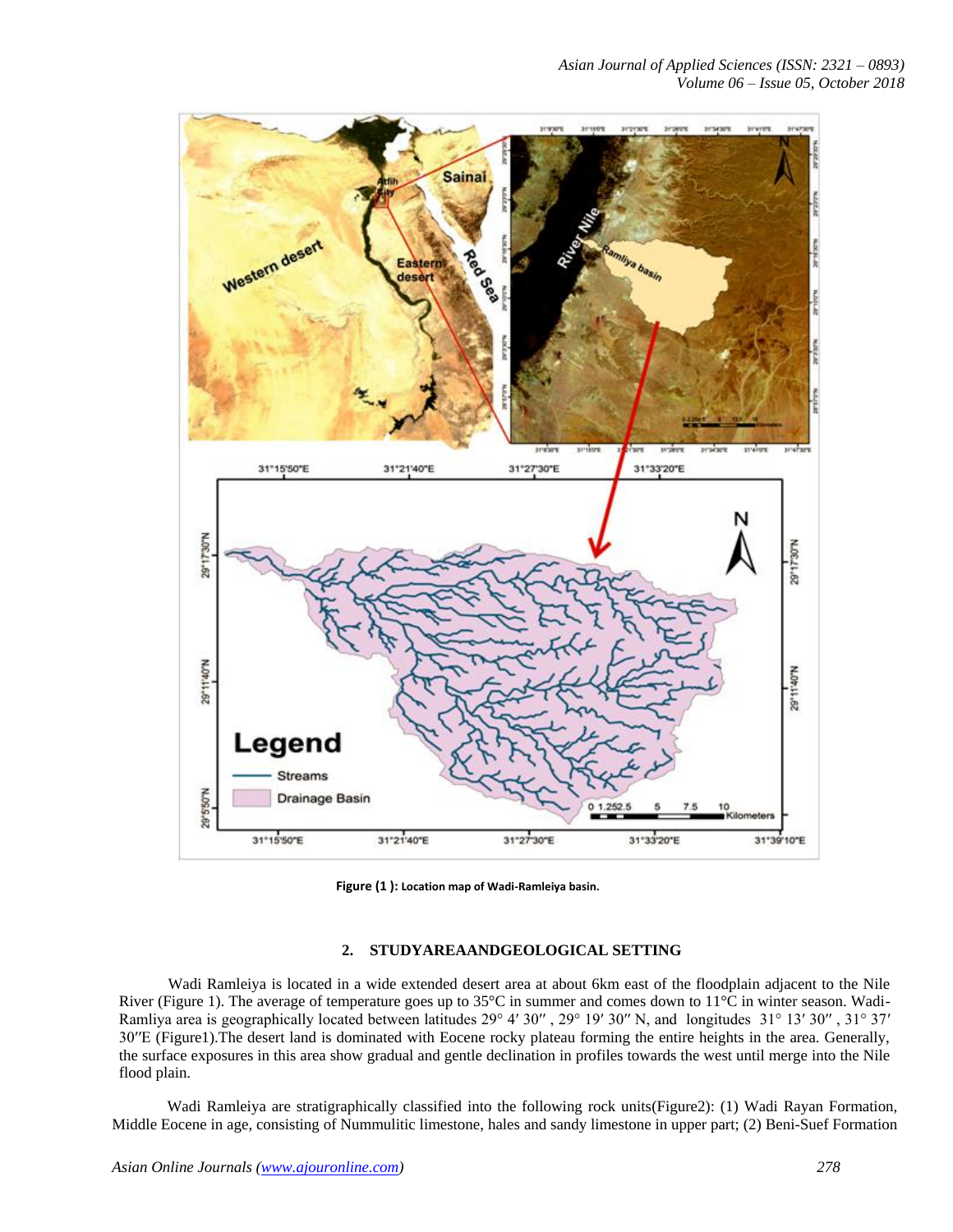Figure (1 ): Location map of Wadi-Ramleiya basin.

## 2. STUDYAREAANDGEOLOGICAL SETTING

Wadi Ramleiya is located in a wide extended desert area at about 6km east of the floodplain adjacent to the Nile River (Figure 1). The average of temperature goes up to 35°C in summer and comes down to 11°C in winter season. Wadi-Ramliya area is geographically located between latitudes 29° 4′ 30″ , 29° 19′ 30″ N, and longitudes 31° 13′ 30″ , 31° 37′ 30″E (Figure1).The desert land is dominated with Eocene rocky plateau forming the entire heights in the area. Generally, the surface exposures in this area show gradual and gentle declination in profiles towards the west until merge into the Nile flood plain.

Wadi Ramleiya are stratigraphically classified into the following rock units(Figure2): (1) Wadi Rayan Formation, Middle Eocene in age, consisting of Nummulitic limestone, hales and sandy limestone in upper part; (2) Beni-Suef Formation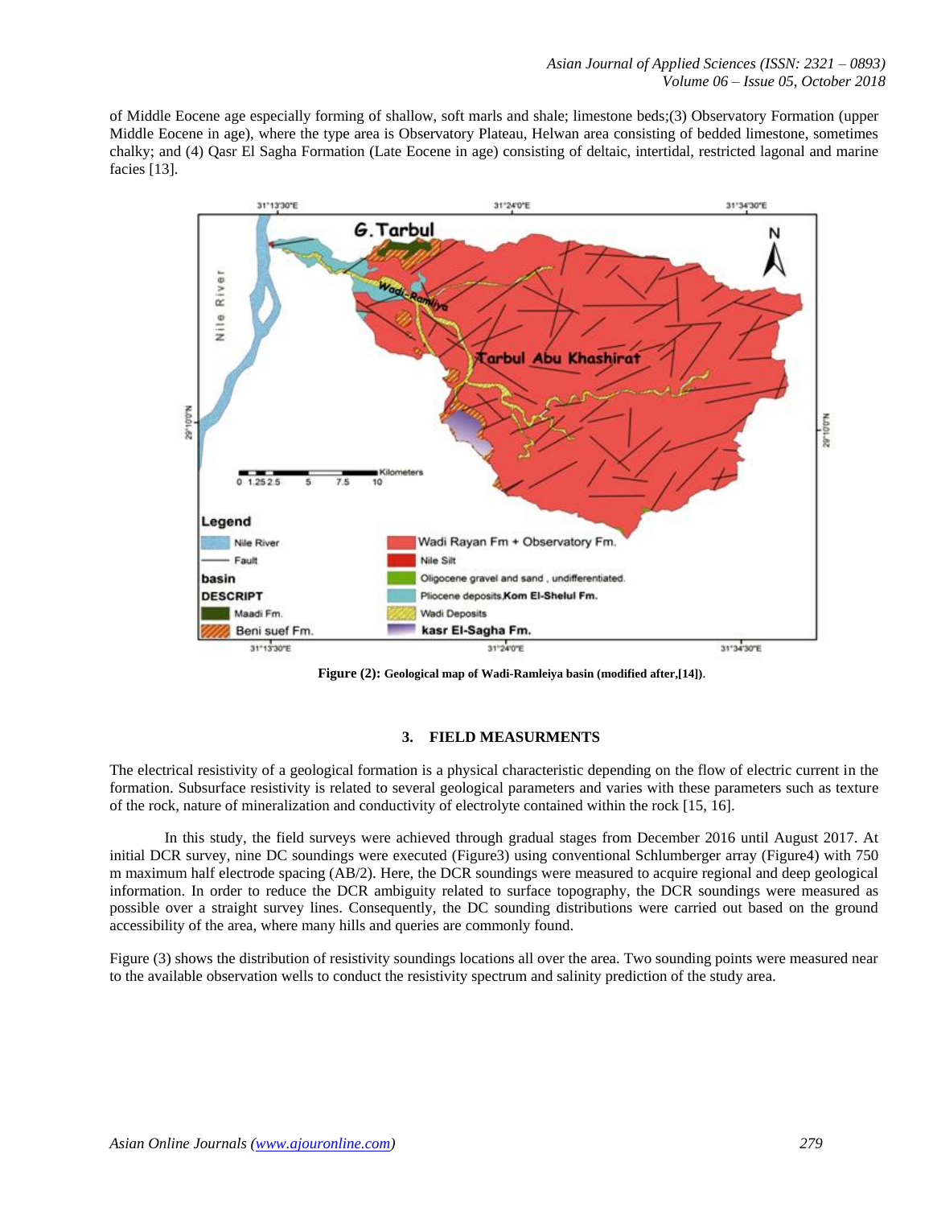of Middle Eocene age especially forming of shallow, soft marls and shale; limestone beds;(3) Observatory Formation (upper Middle Eocene in age), where the type area is Observatory Plateau, Helwan area consisting of bedded limestone, sometimes chalky; and (4) Qasr El Sagha Formation (Late Eocene in age) consisting of deltaic, intertidal, restricted lagonal and marine facies [13].

**Figure (2):** **Geological map of Wadi-Ramleiya basin (modified after,[14])**.

### 3. FIELD MEASURMENTS

The electrical resistivity of a geological formation is a physical characteristic depending on the flow of electric current in the formation. Subsurface resistivity is related to several geological parameters and varies with these parameters such as texture of the rock, nature of mineralization and conductivity of electrolyte contained within the rock [15, 16].

In this study, the field surveys were achieved through gradual stages from December 2016 until August 2017. At initial DCR survey, nine DC soundings were executed (Figure3) using conventional Schlumberger array (Figure4) with 750 m maximum half electrode spacing (AB/2). Here, the DCR soundings were measured to acquire regional and deep geological information. In order to reduce the DCR ambiguity related to surface topography, the DCR soundings were measured as possible over a straight survey lines. Consequently, the DC sounding distributions were carried out based on the ground accessibility of the area, where many hills and queries are commonly found.

Figure (3) shows the distribution of resistivity soundings locations all over the area. Two sounding points were measured near to the available observation wells to conduct the resistivity spectrum and salinity prediction of the study area.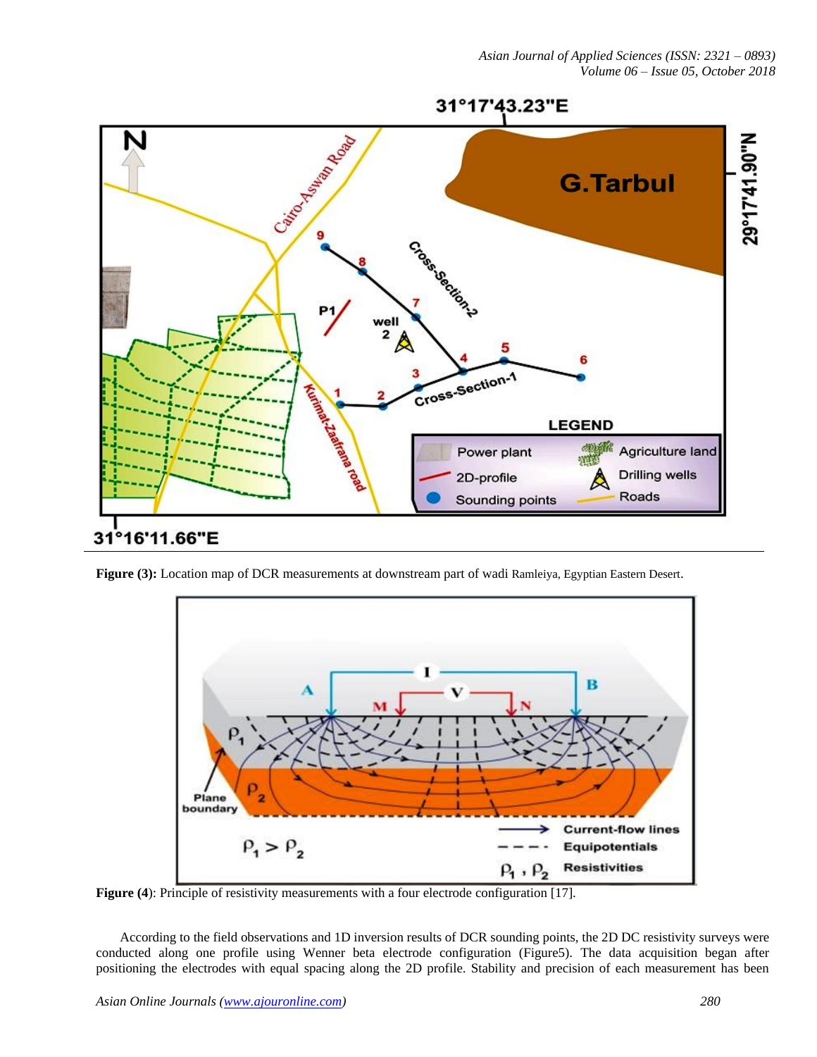**Figure (3):** Location map of DCR measurements at downstream part of wadi Ramleiya, Egyptian Eastern Desert.

**Figure (4)**: Principle of resistivity measurements with a four electrode configuration [17].

According to the field observations and 1D inversion results of DCR sounding points, the 2D DC resistivity surveys were conducted along one profile using Wenner beta electrode configuration (Figure5). The data acquisition began after positioning the electrodes with equal spacing along the 2D profile. Stability and precision of each measurement has been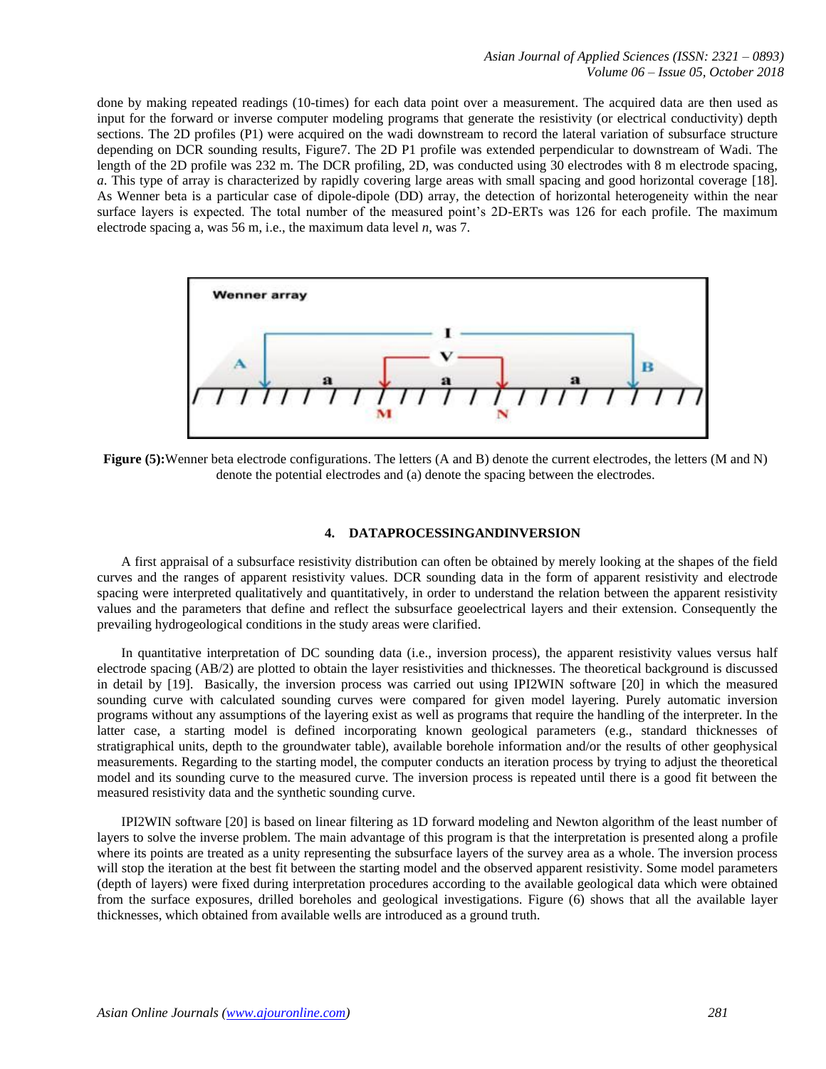done by making repeated readings (10-times) for each data point over a measurement. The acquired data are then used as input for the forward or inverse computer modeling programs that generate the resistivity (or electrical conductivity) depth sections. The 2D profiles (P1) were acquired on the wadi downstream to record the lateral variation of subsurface structure depending on DCR sounding results, Figure7. The 2D P1 profile was extended perpendicular to downstream of Wadi. The length of the 2D profile was 232 m. The DCR profiling, 2D, was conducted using 30 electrodes with 8 m electrode spacing, *a*. This type of array is characterized by rapidly covering large areas with small spacing and good horizontal coverage [18]. As Wenner beta is a particular case of dipole-dipole (DD) array, the detection of horizontal heterogeneity within the near surface layers is expected. The total number of the measured point's 2D-ERTs was 126 for each profile. The maximum electrode spacing a, was 56 m, i.e., the maximum data level *n*, was 7.

**Figure (5):**Wenner beta electrode configurations. The letters (A and B) denote the current electrodes, the letters (M and N) denote the potential electrodes and (a) denote the spacing between the electrodes.

## 4. DATAPROCESSINGANDINVERSION

A first appraisal of a subsurface resistivity distribution can often be obtained by merely looking at the shapes of the field curves and the ranges of apparent resistivity values. DCR sounding data in the form of apparent resistivity and electrode spacing were interpreted qualitatively and quantitatively, in order to understand the relation between the apparent resistivity values and the parameters that define and reflect the subsurface geoelectrical layers and their extension. Consequently the prevailing hydrogeological conditions in the study areas were clarified.

In quantitative interpretation of DC sounding data (i.e., inversion process), the apparent resistivity values versus half electrode spacing (AB/2) are plotted to obtain the layer resistivities and thicknesses. The theoretical background is discussed in detail by [19]. Basically, the inversion process was carried out using IPI2WIN software [20] in which the measured sounding curve with calculated sounding curves were compared for given model layering. Purely automatic inversion programs without any assumptions of the layering exist as well as programs that require the handling of the interpreter. In the latter case, a starting model is defined incorporating known geological parameters (e.g., standard thicknesses of stratigraphical units, depth to the groundwater table), available borehole information and/or the results of other geophysical measurements. Regarding to the starting model, the computer conducts an iteration process by trying to adjust the theoretical model and its sounding curve to the measured curve. The inversion process is repeated until there is a good fit between the measured resistivity data and the synthetic sounding curve.

IPI2WIN software [20] is based on linear filtering as 1D forward modeling and Newton algorithm of the least number of layers to solve the inverse problem. The main advantage of this program is that the interpretation is presented along a profile where its points are treated as a unity representing the subsurface layers of the survey area as a whole. The inversion process will stop the iteration at the best fit between the starting model and the observed apparent resistivity. Some model parameters (depth of layers) were fixed during interpretation procedures according to the available geological data which were obtained from the surface exposures, drilled boreholes and geological investigations. Figure (6) shows that all the available layer thicknesses, which obtained from available wells are introduced as a ground truth.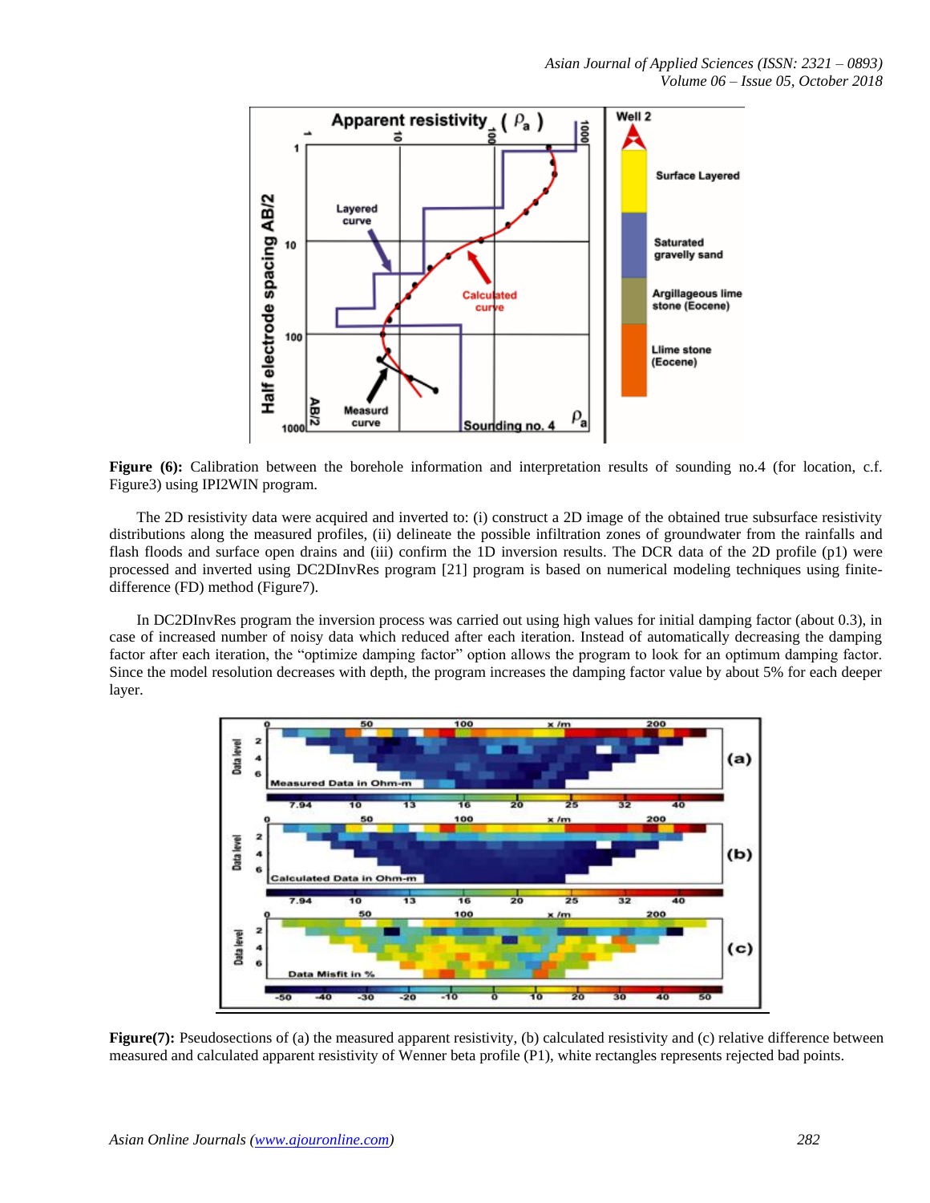**Figure (6):** Calibration between the borehole information and interpretation results of sounding no.4 (for location, c.f. Figure3) using IPI2WIN program.

The 2D resistivity data were acquired and inverted to: (i) construct a 2D image of the obtained true subsurface resistivity distributions along the measured profiles, (ii) delineate the possible infiltration zones of groundwater from the rainfalls and flash floods and surface open drains and (iii) confirm the 1D inversion results. The DCR data of the 2D profile (p1) were processed and inverted using DC2DInvRes program [21] program is based on numerical modeling techniques using finite-difference (FD) method (Figure7).

In DC2DInvRes program the inversion process was carried out using high values for initial damping factor (about 0.3), in case of increased number of noisy data which reduced after each iteration. Instead of automatically decreasing the damping factor after each iteration, the "optimize damping factor" option allows the program to look for an optimum damping factor. Since the model resolution decreases with depth, the program increases the damping factor value by about 5% for each deeper layer.

**Figure(7):** Pseudosections of (a) the measured apparent resistivity, (b) calculated resistivity and (c) relative difference between measured and calculated apparent resistivity of Wenner beta profile (P1), white rectangles represents rejected bad points.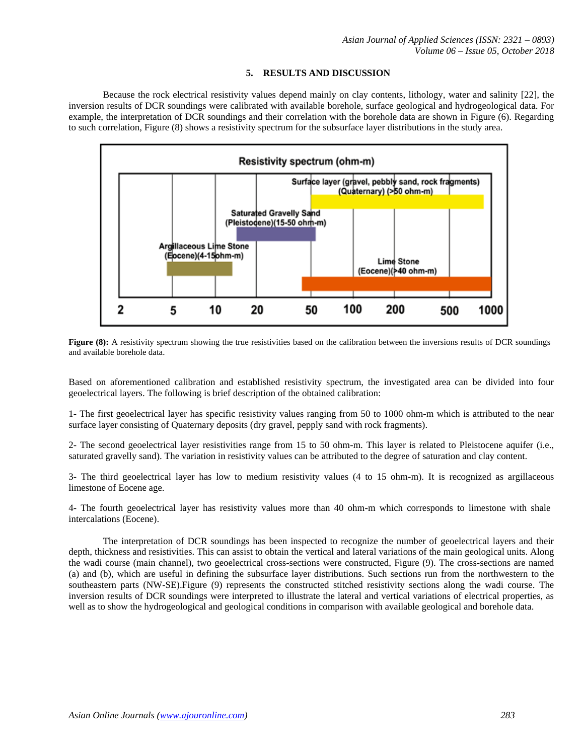## 5. RESULTS AND DISCUSSION

Because the rock electrical resistivity values depend mainly on clay contents, lithology, water and salinity [22], the inversion results of DCR soundings were calibrated with available borehole, surface geological and hydrogeological data. For example, the interpretation of DCR soundings and their correlation with the borehole data are shown in Figure (6). Regarding to such correlation, Figure (8) shows a resistivity spectrum for the subsurface layer distributions in the study area.

**Figure (8):** A resistivity spectrum showing the true resistivities based on the calibration between the inversions results of DCR soundings and available borehole data.

Based on aforementioned calibration and established resistivity spectrum, the investigated area can be divided into four geoelectrical layers. The following is brief description of the obtained calibration:

1- The first geoelectrical layer has specific resistivity values ranging from 50 to 1000 ohm-m which is attributed to the near surface layer consisting of Quaternary deposits (dry gravel, pepply sand with rock fragments).

2- The second geoelectrical layer resistivities range from 15 to 50 ohm-m. This layer is related to Pleistocene aquifer (i.e., saturated gravelly sand). The variation in resistivity values can be attributed to the degree of saturation and clay content.

3- The third geoelectrical layer has low to medium resistivity values (4 to 15 ohm-m). It is recognized as argillaceous limestone of Eocene age.

4- The fourth geoelectrical layer has resistivity values more than 40 ohm-m which corresponds to limestone with shale intercalations (Eocene).

The interpretation of DCR soundings has been inspected to recognize the number of geoelectrical layers and their depth, thickness and resistivities. This can assist to obtain the vertical and lateral variations of the main geological units. Along the wadi course (main channel), two geoelectrical cross-sections were constructed, Figure (9). The cross-sections are named (a) and (b), which are useful in defining the subsurface layer distributions. Such sections run from the northwestern to the southeastern parts (NW-SE).Figure (9) represents the constructed stitched resistivity sections along the wadi course. The inversion results of DCR soundings were interpreted to illustrate the lateral and vertical variations of electrical properties, as well as to show the hydrogeological and geological conditions in comparison with available geological and borehole data.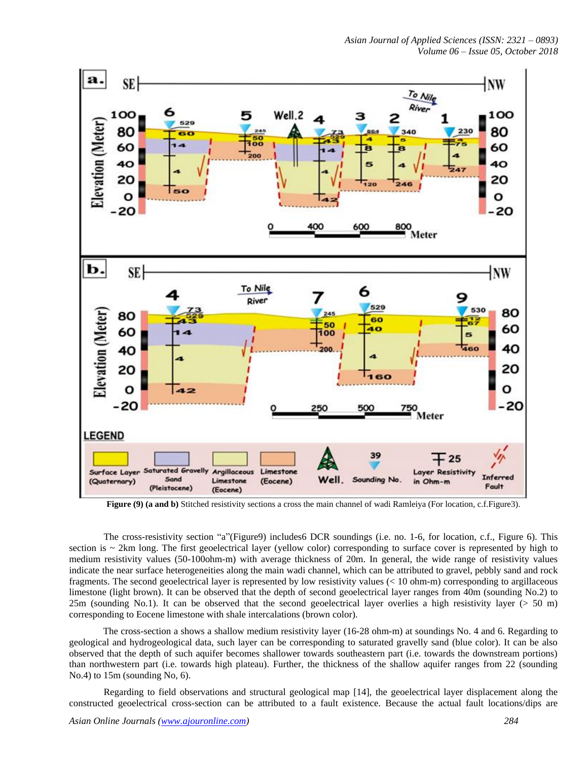**Figure (9) (a and b)** Stitched resistivity sections a cross the main channel of wadi Ramleiya (For location, c.f.Figure3).

The cross-resistivity section "a"(Figure9) includes6 DCR soundings (i.e. no. 1-6, for location, c.f., Figure 6). This section is ~ 2km long. The first geoelectrical layer (yellow color) corresponding to surface cover is represented by high to medium resistivity values (50-100ohm-m) with average thickness of 20m. In general, the wide range of resistivity values indicate the near surface heterogeneities along the main wadi channel, which can be attributed to gravel, pebbly sand and rock fragments. The second geoelectrical layer is represented by low resistivity values (< 10 ohm-m) corresponding to argillaceous limestone (light brown). It can be observed that the depth of second geoelectrical layer ranges from 40m (sounding No.2) to 25m (sounding No.1). It can be observed that the second geoelectrical layer overlies a high resistivity layer (> 50 m) corresponding to Eocene limestone with shale intercalations (brown color).

The cross-section a shows a shallow medium resistivity layer (16-28 ohm-m) at soundings No. 4 and 6. Regarding to geological and hydrogeological data, such layer can be corresponding to saturated gravelly sand (blue color). It can be also observed that the depth of such aquifer becomes shallower towards southeastern part (i.e. towards the downstream portions) than northwestern part (i.e. towards high plateau). Further, the thickness of the shallow aquifer ranges from 22 (sounding No.4) to 15m (sounding No, 6).

Regarding to field observations and structural geological map [14], the geoelectrical layer displacement along the constructed geoelectrical cross-section can be attributed to a fault existence. Because the actual fault locations/dips are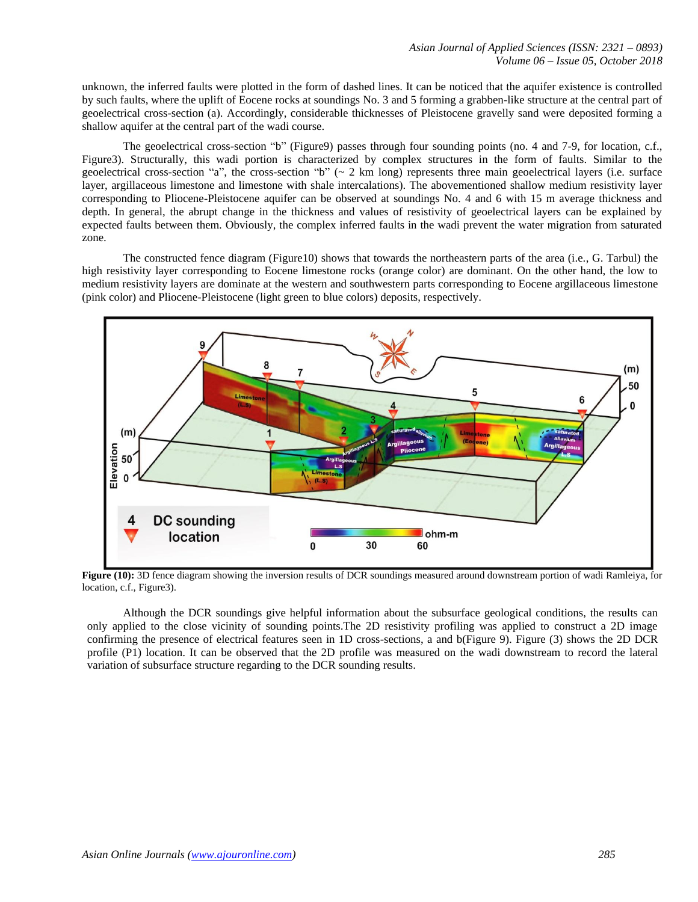unknown, the inferred faults were plotted in the form of dashed lines. It can be noticed that the aquifer existence is controlled by such faults, where the uplift of Eocene rocks at soundings No. 3 and 5 forming a grabben-like structure at the central part of geoelectrical cross-section (a). Accordingly, considerable thicknesses of Pleistocene gravelly sand were deposited forming a shallow aquifer at the central part of the wadi course.

The geoelectrical cross-section "b" (Figure9) passes through four sounding points (no. 4 and 7-9, for location, c.f., Figure3). Structurally, this wadi portion is characterized by complex structures in the form of faults. Similar to the geoelectrical cross-section "a", the cross-section "b" (~ 2 km long) represents three main geoelectrical layers (i.e. surface layer, argillaceous limestone and limestone with shale intercalations). The abovementioned shallow medium resistivity layer corresponding to Pliocene-Pleistocene aquifer can be observed at soundings No. 4 and 6 with 15 m average thickness and depth. In general, the abrupt change in the thickness and values of resistivity of geoelectrical layers can be explained by expected faults between them. Obviously, the complex inferred faults in the wadi prevent the water migration from saturated zone.

The constructed fence diagram (Figure10) shows that towards the northeastern parts of the area (i.e., G. Tarbul) the high resistivity layer corresponding to Eocene limestone rocks (orange color) are dominant. On the other hand, the low to medium resistivity layers are dominate at the western and southwestern parts corresponding to Eocene argillaceous limestone (pink color) and Pliocene-Pleistocene (light green to blue colors) deposits, respectively.

**Figure (10):** 3D fence diagram showing the inversion results of DCR soundings measured around downstream portion of wadi Ramleiya, for location, c.f., Figure3).

Although the DCR soundings give helpful information about the subsurface geological conditions, the results can only applied to the close vicinity of sounding points.The 2D resistivity profiling was applied to construct a 2D image confirming the presence of electrical features seen in 1D cross-sections, a and b(Figure 9). Figure (3) shows the 2D DCR profile (P1) location. It can be observed that the 2D profile was measured on the wadi downstream to record the lateral variation of subsurface structure regarding to the DCR sounding results.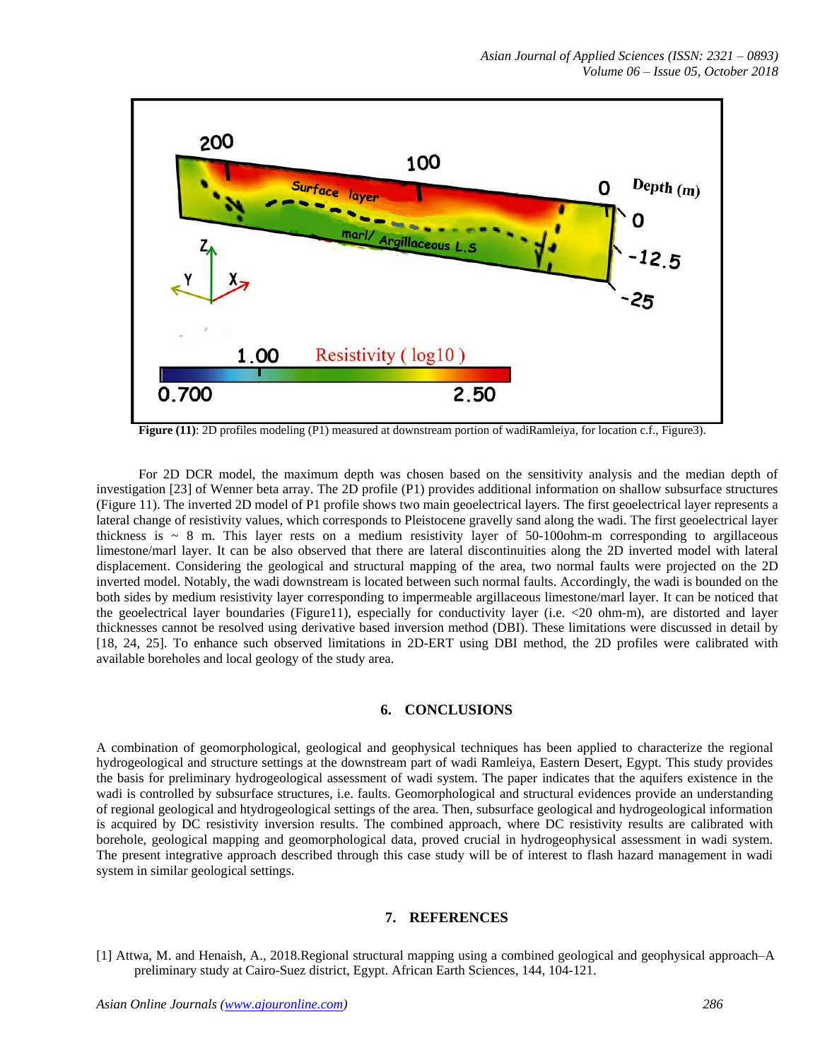**Figure (11)**: 2D profiles modeling (P1) measured at downstream portion of wadiRamleiya, for location c.f., Figure3).

For 2D DCR model, the maximum depth was chosen based on the sensitivity analysis and the median depth of investigation [23] of Wenner beta array. The 2D profile (P1) provides additional information on shallow subsurface structures (Figure 11). The inverted 2D model of P1 profile shows two main geoelectrical layers. The first geoelectrical layer represents a lateral change of resistivity values, which corresponds to Pleistocene gravelly sand along the wadi. The first geoelectrical layer thickness is ~ 8 m. This layer rests on a medium resistivity layer of 50-100ohm-m corresponding to argillaceous limestone/marl layer. It can be also observed that there are lateral discontinuities along the 2D inverted model with lateral displacement. Considering the geological and structural mapping of the area, two normal faults were projected on the 2D inverted model. Notably, the wadi downstream is located between such normal faults. Accordingly, the wadi is bounded on the both sides by medium resistivity layer corresponding to impermeable argillaceous limestone/marl layer. It can be noticed that the geoelectrical layer boundaries (Figure11), especially for conductivity layer (i.e. <20 ohm-m), are distorted and layer thicknesses cannot be resolved using derivative based inversion method (DBI). These limitations were discussed in detail by [18, 24, 25]. To enhance such observed limitations in 2D-ERT using DBI method, the 2D profiles were calibrated with available boreholes and local geology of the study area.

## 6. CONCLUSIONS

A combination of geomorphological, geological and geophysical techniques has been applied to characterize the regional hydrogeological and structure settings at the downstream part of wadi Ramleiya, Eastern Desert, Egypt. This study provides the basis for preliminary hydrogeological assessment of wadi system. The paper indicates that the aquifers existence in the wadi is controlled by subsurface structures, i.e. faults. Geomorphological and structural evidences provide an understanding of regional geological and htydrogeological settings of the area. Then, subsurface geological and hydrogeological information is acquired by DC resistivity inversion results. The combined approach, where DC resistivity results are calibrated with borehole, geological mapping and geomorphological data, proved crucial in hydrogeophysical assessment in wadi system. The present integrative approach described through this case study will be of interest to flash hazard management in wadi system in similar geological settings.

## 7. REFERENCES

[1] Attwa, M. and Henaish, A., 2018.Regional structural mapping using a combined geological and geophysical approach–A preliminary study at Cairo-Suez district, Egypt. African Earth Sciences, 144, 104-121.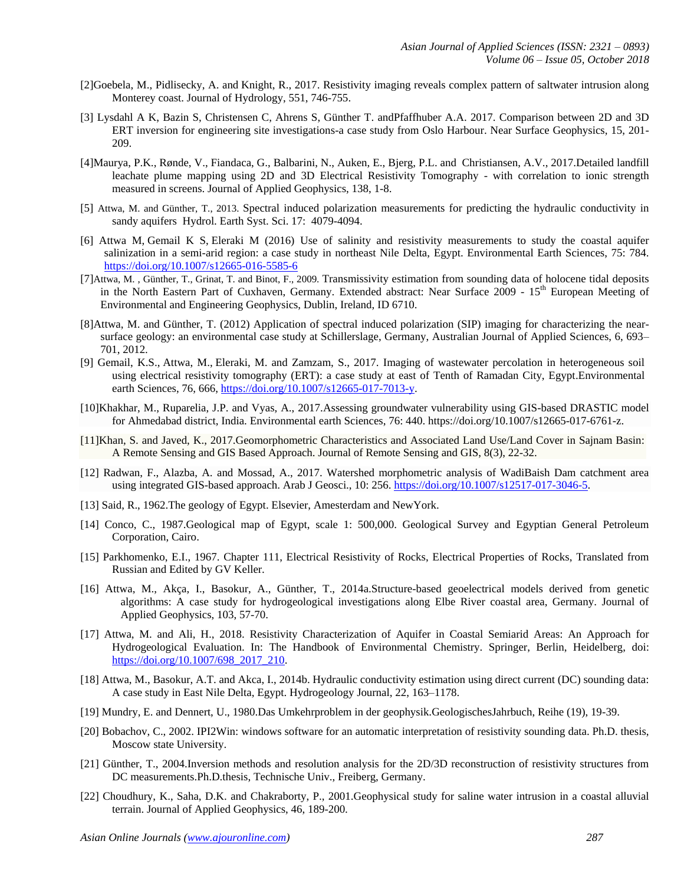[2]Goebela, M., Pidlisecky, A. and Knight, R., 2017. Resistivity imaging reveals complex pattern of saltwater intrusion along Monterey coast. Journal of Hydrology, 551, 746-755.

[3] Lysdahl A K, Bazin S, Christensen C, Ahrens S, Günther T. andPfaffhuber A.A. 2017. Comparison between 2D and 3D ERT inversion for engineering site investigations-a case study from Oslo Harbour. Near Surface Geophysics, 15, 201-209.

[4]Maurya, P.K., Rønde, V., Fiandaca, G., Balbarini, N., Auken, E., Bjerg, P.L. and Christiansen, A.V., 2017.Detailed landfill leachate plume mapping using 2D and 3D Electrical Resistivity Tomography - with correlation to ionic strength measured in screens. Journal of Applied Geophysics, 138, 1-8.

[5] Attwa, M. and Günther, T., 2013. Spectral induced polarization measurements for predicting the hydraulic conductivity in sandy aquifers Hydrol. Earth Syst. Sci. 17: 4079-4094.

[6] Attwa M, Gemail K S, Eleraki M (2016) Use of salinity and resistivity measurements to study the coastal aquifer salinization in a semi-arid region: a case study in northeast Nile Delta, Egypt. Environmental Earth Sciences, 75: 784. https://doi.org/10.1007/s12665-016-5585-6

[7]Attwa, M. , Günther, T., Grinat, T. and Binot, F., 2009. Transmissivity estimation from sounding data of holocene tidal deposits in the North Eastern Part of Cuxhaven, Germany. Extended abstract: Near Surface 2009 - 15th European Meeting of Environmental and Engineering Geophysics, Dublin, Ireland, ID 6710.

[8]Attwa, M. and Günther, T. (2012) Application of spectral induced polarization (SIP) imaging for characterizing the near-surface geology: an environmental case study at Schillerslage, Germany, Australian Journal of Applied Sciences, 6, 693–701, 2012.

[9] Gemail, K.S., Attwa, M., Eleraki, M. and Zamzam, S., 2017. Imaging of wastewater percolation in heterogeneous soil using electrical resistivity tomography (ERT): a case study at east of Tenth of Ramadan City, Egypt.Environmental earth Sciences, 76, 666, https://doi.org/10.1007/s12665-017-7013-y.

[10]Khakhar, M., Ruparelia, J.P. and Vyas, A., 2017.Assessing groundwater vulnerability using GIS-based DRASTIC model for Ahmedabad district, India. Environmental earth Sciences, 76: 440. https://doi.org/10.1007/s12665-017-6761-z.

[11]Khan, S. and Javed, K., 2017.Geomorphometric Characteristics and Associated Land Use/Land Cover in Sajnam Basin: A Remote Sensing and GIS Based Approach. Journal of Remote Sensing and GIS, 8(3), 22-32.

[12] Radwan, F., Alazba, A. and Mossad, A., 2017. Watershed morphometric analysis of WadiBaish Dam catchment area using integrated GIS-based approach. Arab J Geosci., 10: 256. https://doi.org/10.1007/s12517-017-3046-5.

[13] Said, R., 1962.The geology of Egypt. Elsevier, Amesterdam and NewYork.

[14] Conco, C., 1987.Geological map of Egypt, scale 1: 500,000. Geological Survey and Egyptian General Petroleum Corporation, Cairo.

[15] Parkhomenko, E.I., 1967. Chapter 111, Electrical Resistivity of Rocks, Electrical Properties of Rocks, Translated from Russian and Edited by GV Keller.

[16] Attwa, M., Akça, I., Basokur, A., Günther, T., 2014a.Structure-based geoelectrical models derived from genetic algorithms: A case study for hydrogeological investigations along Elbe River coastal area, Germany. Journal of Applied Geophysics, 103, 57-70.

[17] Attwa, M. and Ali, H., 2018. Resistivity Characterization of Aquifer in Coastal Semiarid Areas: An Approach for Hydrogeological Evaluation. In: The Handbook of Environmental Chemistry. Springer, Berlin, Heidelberg, doi: https://doi.org/10.1007/698_2017_210.

[18] Attwa, M., Basokur, A.T. and Akca, I., 2014b. Hydraulic conductivity estimation using direct current (DC) sounding data: A case study in East Nile Delta, Egypt. Hydrogeology Journal, 22, 163–1178.

[19] Mundry, E. and Dennert, U., 1980.Das Umkehrproblem in der geophysik.GeologischesJahrbuch, Reihe (19), 19-39.

[20] Bobachov, C., 2002. IPI2Win: windows software for an automatic interpretation of resistivity sounding data. Ph.D. thesis, Moscow state University.

[21] Günther, T., 2004.Inversion methods and resolution analysis for the 2D/3D reconstruction of resistivity structures from DC measurements.Ph.D.thesis, Technische Univ., Freiberg, Germany.

[22] Choudhury, K., Saha, D.K. and Chakraborty, P., 2001.Geophysical study for saline water intrusion in a coastal alluvial terrain. Journal of Applied Geophysics, 46, 189-200.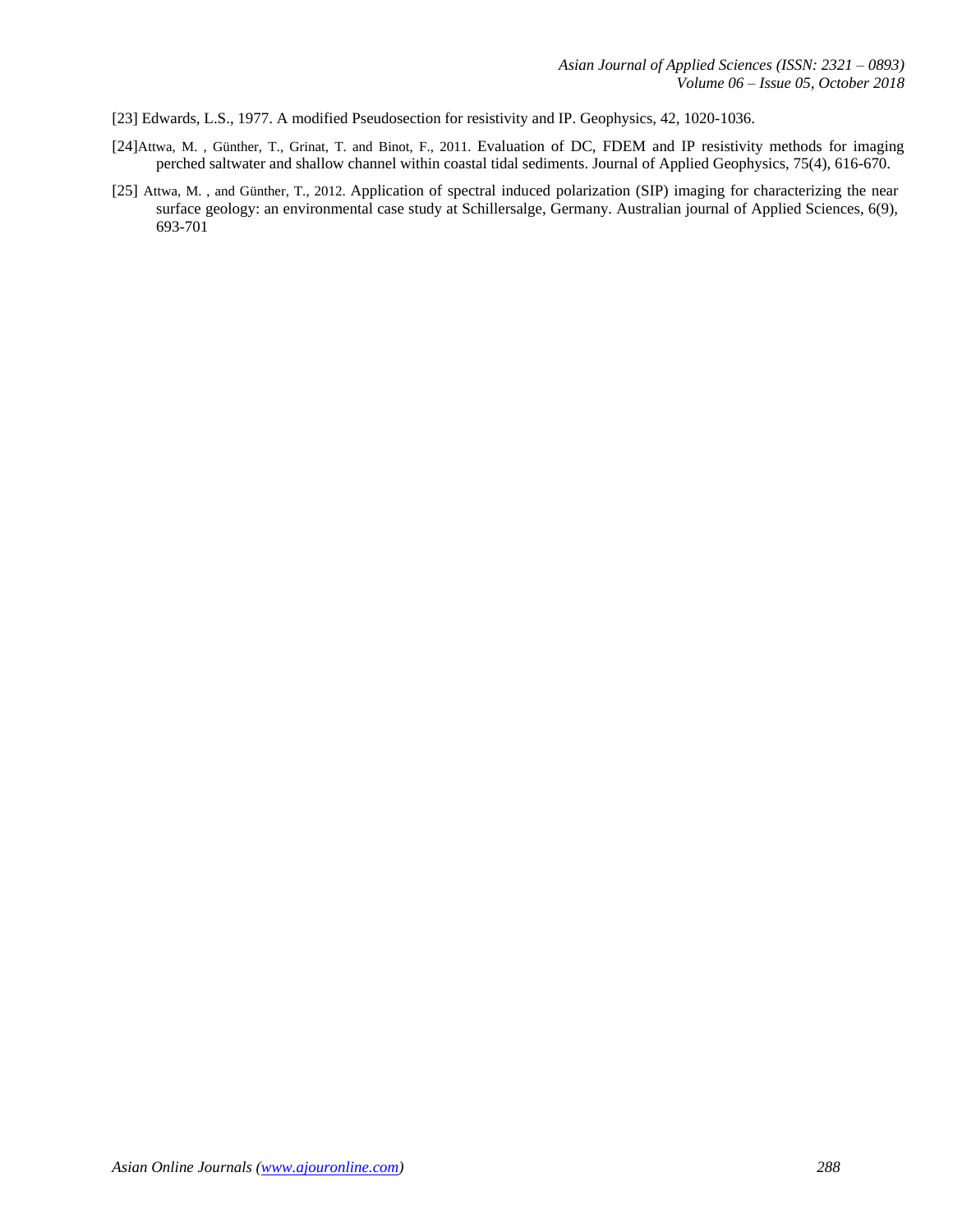[23] Edwards, L.S., 1977. A modified Pseudosection for resistivity and IP. Geophysics, 42, 1020-1036.

[24]Attwa, M. , Günther, T., Grinat, T. and Binot, F., 2011. Evaluation of DC, FDEM and IP resistivity methods for imaging perched saltwater and shallow channel within coastal tidal sediments. Journal of Applied Geophysics, 75(4), 616-670.

[25] Attwa, M. , and Günther, T., 2012. Application of spectral induced polarization (SIP) imaging for characterizing the near surface geology: an environmental case study at Schillersalge, Germany. Australian journal of Applied Sciences, 6(9), 693-701